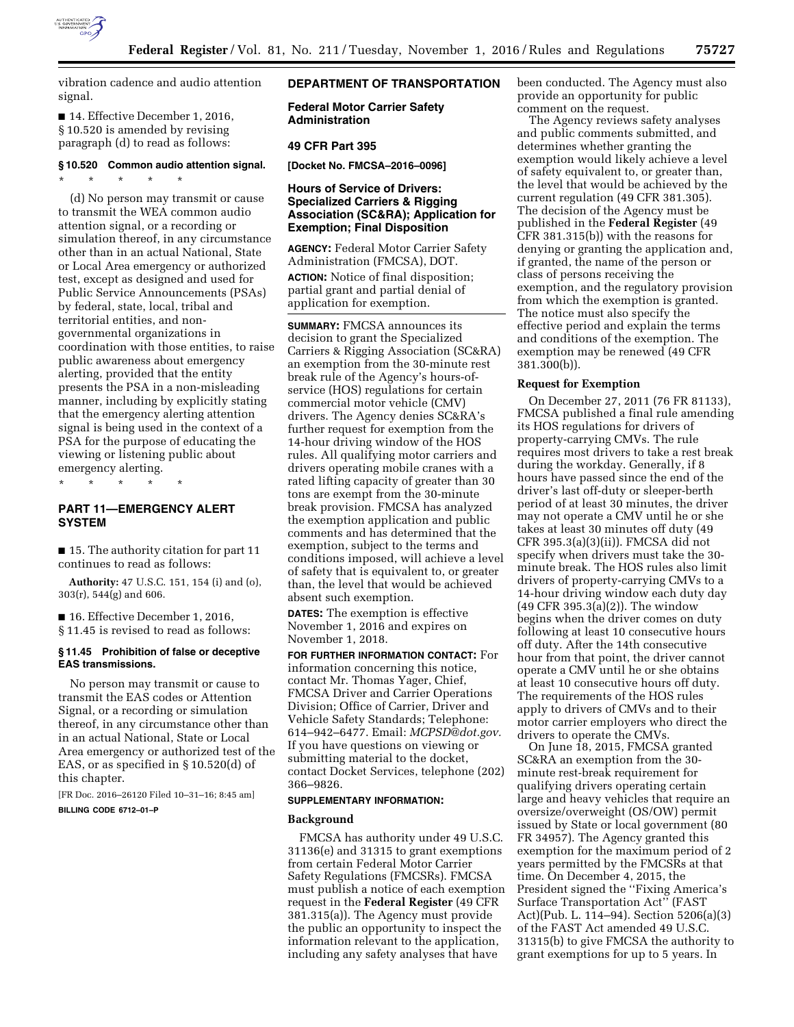vibration cadence and audio attention signal.

■ 14. Effective December 1, 2016, § 10.520 is amended by revising paragraph (d) to read as follows:

### § 10.520 Common audio attention signal.

\* \* \* \* \*

(d) No person may transmit or cause to transmit the WEA common audio attention signal, or a recording or simulation thereof, in any circumstance other than in an actual National, State or Local Area emergency or authorized test, except as designed and used for Public Service Announcements (PSAs) by federal, state, local, tribal and territorial entities, and non-governmental organizations in coordination with those entities, to raise public awareness about emergency alerting, provided that the entity presents the PSA in a non-misleading manner, including by explicitly stating that the emergency alerting attention signal is being used in the context of a PSA for the purpose of educating the viewing or listening public about emergency alerting.

\* \* \* \* \*

## PART 11—EMERGENCY ALERT SYSTEM

■ 15. The authority citation for part 11 continues to read as follows:

**Authority:** 47 U.S.C. 151, 154 (i) and (o), 303(r), 544(g) and 606.

■ 16. Effective December 1, 2016, § 11.45 is revised to read as follows:

### § 11.45 Prohibition of false or deceptive EAS transmissions.

No person may transmit or cause to transmit the EAS codes or Attention Signal, or a recording or simulation thereof, in any circumstance other than in an actual National, State or Local Area emergency or authorized test of the EAS, or as specified in § 10.520(d) of this chapter.

[FR Doc. 2016–26120 Filed 10–31–16; 8:45 am]

**BILLING CODE 6712–01–P**

## DEPARTMENT OF TRANSPORTATION

### Federal Motor Carrier Safety Administration

### 49 CFR Part 395

**[Docket No. FMCSA–2016–0096]**

### Hours of Service of Drivers: Specialized Carriers & Rigging Association (SC&RA); Application for Exemption; Final Disposition

**AGENCY:** Federal Motor Carrier Safety Administration (FMCSA), DOT.

**ACTION:** Notice of final disposition; partial grant and partial denial of application for exemption.

**SUMMARY:** FMCSA announces its decision to grant the Specialized Carriers & Rigging Association (SC&RA) an exemption from the 30-minute rest break rule of the Agency's hours-of-service (HOS) regulations for certain commercial motor vehicle (CMV) drivers. The Agency denies SC&RA's further request for exemption from the 14-hour driving window of the HOS rules. All qualifying motor carriers and drivers operating mobile cranes with a rated lifting capacity of greater than 30 tons are exempt from the 30-minute break provision. FMCSA has analyzed the exemption application and public comments and has determined that the exemption, subject to the terms and conditions imposed, will achieve a level of safety that is equivalent to, or greater than, the level that would be achieved absent such exemption.

**DATES:** The exemption is effective November 1, 2016 and expires on November 1, 2018.

**FOR FURTHER INFORMATION CONTACT:** For information concerning this notice, contact Mr. Thomas Yager, Chief, FMCSA Driver and Carrier Operations Division; Office of Carrier, Driver and Vehicle Safety Standards; Telephone: 614–942–6477. Email: *MCPSD@dot.gov.* If you have questions on viewing or submitting material to the docket, contact Docket Services, telephone (202) 366–9826.

**SUPPLEMENTARY INFORMATION:**

**Background**

FMCSA has authority under 49 U.S.C. 31136(e) and 31315 to grant exemptions from certain Federal Motor Carrier Safety Regulations (FMCSRs). FMCSA must publish a notice of each exemption request in the **Federal Register** (49 CFR 381.315(a)). The Agency must provide the public an opportunity to inspect the information relevant to the application, including any safety analyses that have been conducted. The Agency must also provide an opportunity for public comment on the request.

The Agency reviews safety analyses and public comments submitted, and determines whether granting the exemption would likely achieve a level of safety equivalent to, or greater than, the level that would be achieved by the current regulation (49 CFR 381.305). The decision of the Agency must be published in the **Federal Register** (49 CFR 381.315(b)) with the reasons for denying or granting the application and, if granted, the name of the person or class of persons receiving the exemption, and the regulatory provision from which the exemption is granted. The notice must also specify the effective period and explain the terms and conditions of the exemption. The exemption may be renewed (49 CFR 381.300(b)).

**Request for Exemption**

On December 27, 2011 (76 FR 81133), FMCSA published a final rule amending its HOS regulations for drivers of property-carrying CMVs. The rule requires most drivers to take a rest break during the workday. Generally, if 8 hours have passed since the end of the driver's last off-duty or sleeper-berth period of at least 30 minutes, the driver may not operate a CMV until he or she takes at least 30 minutes off duty (49 CFR 395.3(a)(3)(ii)). FMCSA did not specify when drivers must take the 30-minute break. The HOS rules also limit drivers of property-carrying CMVs to a 14-hour driving window each duty day (49 CFR 395.3(a)(2)). The window begins when the driver comes on duty following at least 10 consecutive hours off duty. After the 14th consecutive hour from that point, the driver cannot operate a CMV until he or she obtains at least 10 consecutive hours off duty. The requirements of the HOS rules apply to drivers of CMVs and to their motor carrier employers who direct the drivers to operate the CMVs.

On June 18, 2015, FMCSA granted SC&RA an exemption from the 30-minute rest-break requirement for qualifying drivers operating certain large and heavy vehicles that require an oversize/overweight (OS/OW) permit issued by State or local government (80 FR 34957). The Agency granted this exemption for the maximum period of 2 years permitted by the FMCSRs at that time. On December 4, 2015, the President signed the ''Fixing America's Surface Transportation Act'' (FAST Act)(Pub. L. 114–94). Section 5206(a)(3) of the FAST Act amended 49 U.S.C. 31315(b) to give FMCSA the authority to grant exemptions for up to 5 years. In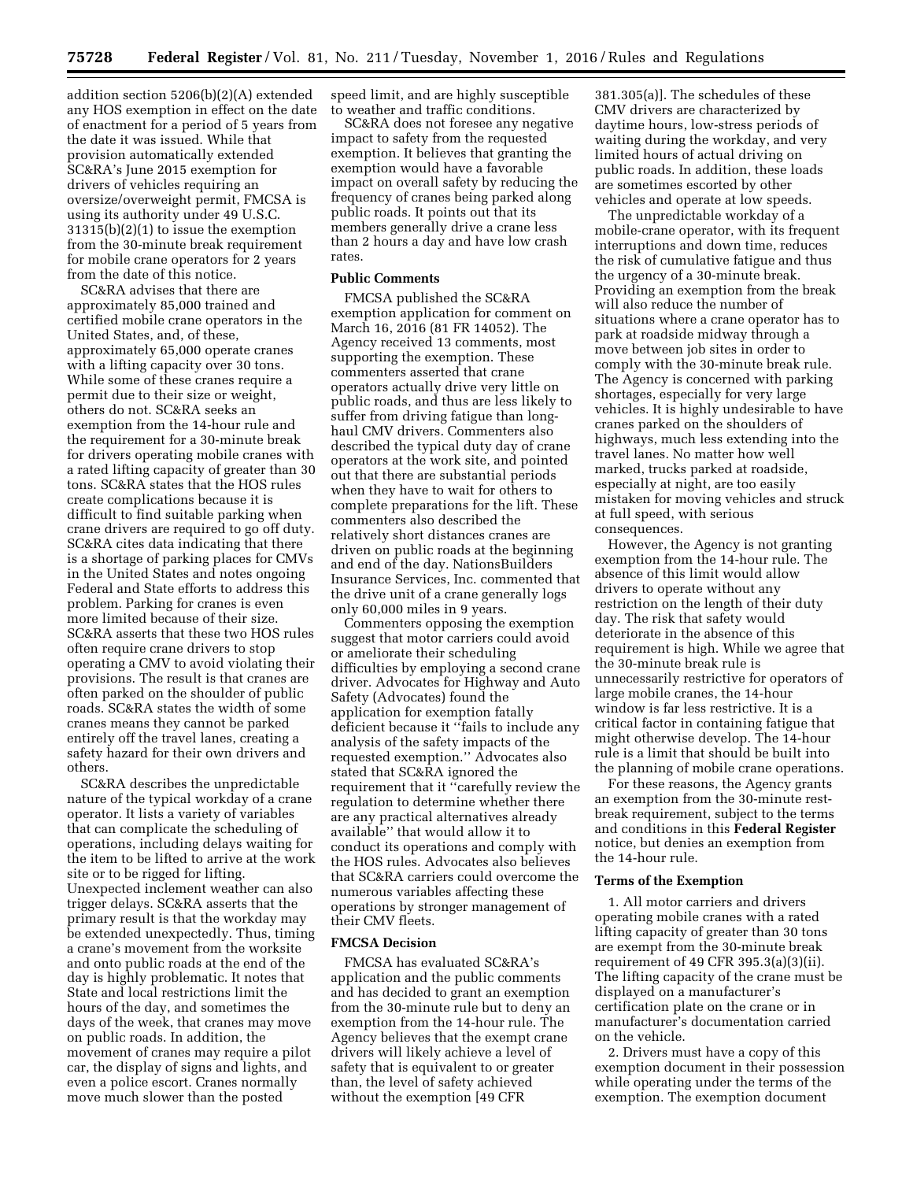addition section 5206(b)(2)(A) extended any HOS exemption in effect on the date of enactment for a period of 5 years from the date it was issued. While that provision automatically extended SC&RA's June 2015 exemption for drivers of vehicles requiring an oversize/overweight permit, FMCSA is using its authority under 49 U.S.C. 31315(b)(2)(1) to issue the exemption from the 30-minute break requirement for mobile crane operators for 2 years from the date of this notice.

SC&RA advises that there are approximately 85,000 trained and certified mobile crane operators in the United States, and, of these, approximately 65,000 operate cranes with a lifting capacity over 30 tons. While some of these cranes require a permit due to their size or weight, others do not. SC&RA seeks an exemption from the 14-hour rule and the requirement for a 30-minute break for drivers operating mobile cranes with a rated lifting capacity of greater than 30 tons. SC&RA states that the HOS rules create complications because it is difficult to find suitable parking when crane drivers are required to go off duty. SC&RA cites data indicating that there is a shortage of parking places for CMVs in the United States and notes ongoing Federal and State efforts to address this problem. Parking for cranes is even more limited because of their size. SC&RA asserts that these two HOS rules often require crane drivers to stop operating a CMV to avoid violating their provisions. The result is that cranes are often parked on the shoulder of public roads. SC&RA states the width of some cranes means they cannot be parked entirely off the travel lanes, creating a safety hazard for their own drivers and others.

SC&RA describes the unpredictable nature of the typical workday of a crane operator. It lists a variety of variables that can complicate the scheduling of operations, including delays waiting for the item to be lifted to arrive at the work site or to be rigged for lifting. Unexpected inclement weather can also trigger delays. SC&RA asserts that the primary result is that the workday may be extended unexpectedly. Thus, timing a crane's movement from the worksite and onto public roads at the end of the day is highly problematic. It notes that State and local restrictions limit the hours of the day, and sometimes the days of the week, that cranes may move on public roads. In addition, the movement of cranes may require a pilot car, the display of signs and lights, and even a police escort. Cranes normally move much slower than the posted speed limit, and are highly susceptible to weather and traffic conditions.

SC&RA does not foresee any negative impact to safety from the requested exemption. It believes that granting the exemption would have a favorable impact on overall safety by reducing the frequency of cranes being parked along public roads. It points out that its members generally drive a crane less than 2 hours a day and have low crash rates.

## Public Comments

FMCSA published the SC&RA exemption application for comment on March 16, 2016 (81 FR 14052). The Agency received 13 comments, most supporting the exemption. These commenters asserted that crane operators actually drive very little on public roads, and thus are less likely to suffer from driving fatigue than long-haul CMV drivers. Commenters also described the typical duty day of crane operators at the work site, and pointed out that there are substantial periods when they have to wait for others to complete preparations for the lift. These commenters also described the relatively short distances cranes are driven on public roads at the beginning and end of the day. NationsBuilders Insurance Services, Inc. commented that the drive unit of a crane generally logs only 60,000 miles in 9 years.

Commenters opposing the exemption suggest that motor carriers could avoid or ameliorate their scheduling difficulties by employing a second crane driver. Advocates for Highway and Auto Safety (Advocates) found the application for exemption fatally deficient because it "fails to include any analysis of the safety impacts of the requested exemption." Advocates also stated that SC&RA ignored the requirement that it "carefully review the regulation to determine whether there are any practical alternatives already available" that would allow it to conduct its operations and comply with the HOS rules. Advocates also believes that SC&RA carriers could overcome the numerous variables affecting these operations by stronger management of their CMV fleets.

## FMCSA Decision

FMCSA has evaluated SC&RA's application and the public comments and has decided to grant an exemption from the 30-minute rule but to deny an exemption from the 14-hour rule. The Agency believes that the exempt crane drivers will likely achieve a level of safety that is equivalent to or greater than, the level of safety achieved without the exemption [49 CFR 381.305(a)]. The schedules of these CMV drivers are characterized by daytime hours, low-stress periods of waiting during the workday, and very limited hours of actual driving on public roads. In addition, these loads are sometimes escorted by other vehicles and operate at low speeds.

The unpredictable workday of a mobile-crane operator, with its frequent interruptions and down time, reduces the risk of cumulative fatigue and thus the urgency of a 30-minute break. Providing an exemption from the break will also reduce the number of situations where a crane operator has to park at roadside midway through a move between job sites in order to comply with the 30-minute break rule. The Agency is concerned with parking shortages, especially for very large vehicles. It is highly undesirable to have cranes parked on the shoulders of highways, much less extending into the travel lanes. No matter how well marked, trucks parked at roadside, especially at night, are too easily mistaken for moving vehicles and struck at full speed, with serious consequences.

However, the Agency is not granting exemption from the 14-hour rule. The absence of this limit would allow drivers to operate without any restriction on the length of their duty day. The risk that safety would deteriorate in the absence of this requirement is high. While we agree that the 30-minute break rule is unnecessarily restrictive for operators of large mobile cranes, the 14-hour window is far less restrictive. It is a critical factor in containing fatigue that might otherwise develop. The 14-hour rule is a limit that should be built into the planning of mobile crane operations.

For these reasons, the Agency grants an exemption from the 30-minute rest-break requirement, subject to the terms and conditions in this **Federal Register** notice, but denies an exemption from the 14-hour rule.

## Terms of the Exemption

1. All motor carriers and drivers operating mobile cranes with a rated lifting capacity of greater than 30 tons are exempt from the 30-minute break requirement of 49 CFR 395.3(a)(3)(ii). The lifting capacity of the crane must be displayed on a manufacturer's certification plate on the crane or in manufacturer's documentation carried on the vehicle.

2. Drivers must have a copy of this exemption document in their possession while operating under the terms of the exemption. The exemption document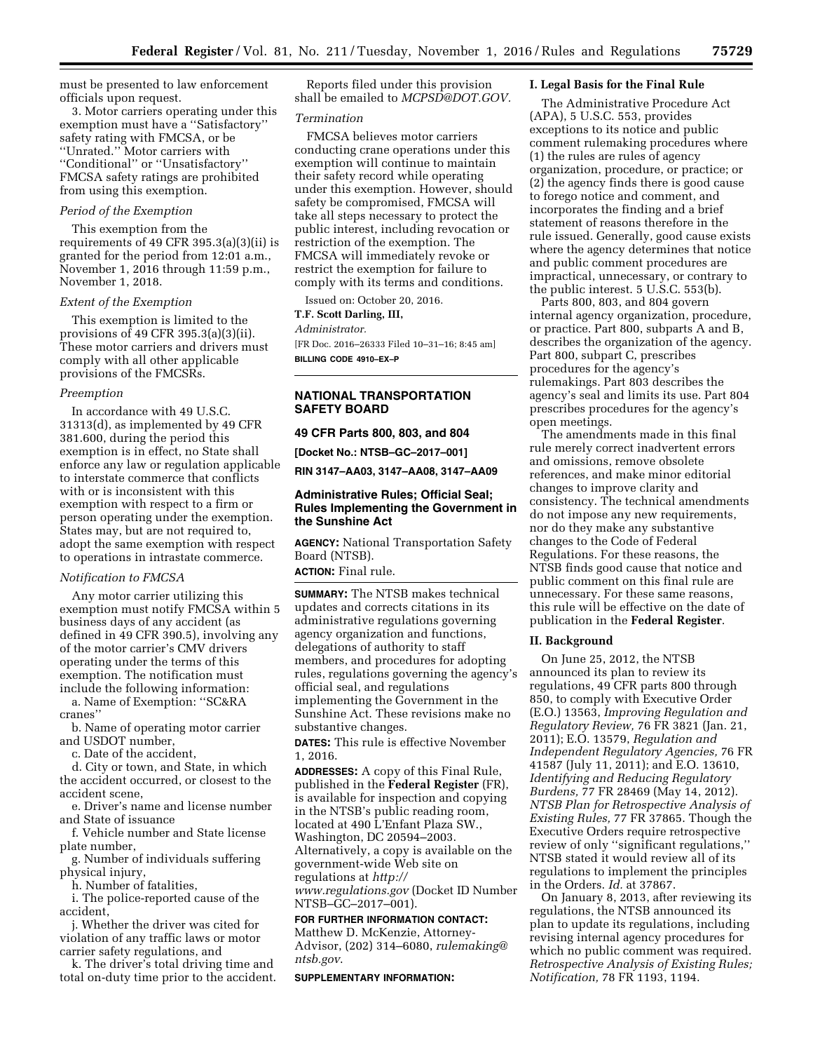must be presented to law enforcement officials upon request.

3. Motor carriers operating under this exemption must have a ''Satisfactory'' safety rating with FMCSA, or be ''Unrated.'' Motor carriers with ''Conditional'' or ''Unsatisfactory'' FMCSA safety ratings are prohibited from using this exemption.

*Period of the Exemption*

This exemption from the requirements of 49 CFR 395.3(a)(3)(ii) is granted for the period from 12:01 a.m., November 1, 2016 through 11:59 p.m., November 1, 2018.

*Extent of the Exemption*

This exemption is limited to the provisions of 49 CFR 395.3(a)(3)(ii). These motor carriers and drivers must comply with all other applicable provisions of the FMCSRs.

*Preemption*

In accordance with 49 U.S.C. 31313(d), as implemented by 49 CFR 381.600, during the period this exemption is in effect, no State shall enforce any law or regulation applicable to interstate commerce that conflicts with or is inconsistent with this exemption with respect to a firm or person operating under the exemption. States may, but are not required to, adopt the same exemption with respect to operations in intrastate commerce.

*Notification to FMCSA*

Any motor carrier utilizing this exemption must notify FMCSA within 5 business days of any accident (as defined in 49 CFR 390.5), involving any of the motor carrier's CMV drivers operating under the terms of this exemption. The notification must include the following information:

a. Name of Exemption: ''SC&RA cranes''

b. Name of operating motor carrier and USDOT number,

c. Date of the accident,

d. City or town, and State, in which the accident occurred, or closest to the accident scene,

e. Driver's name and license number and State of issuance

f. Vehicle number and State license plate number,

g. Number of individuals suffering physical injury,

h. Number of fatalities,

i. The police-reported cause of the accident,

j. Whether the driver was cited for violation of any traffic laws or motor carrier safety regulations, and

k. The driver's total driving time and total on-duty time prior to the accident.

Reports filed under this provision shall be emailed to *MCPSD@DOT.GOV.*

*Termination*

FMCSA believes motor carriers conducting crane operations under this exemption will continue to maintain their safety record while operating under this exemption. However, should safety be compromised, FMCSA will take all steps necessary to protect the public interest, including revocation or restriction of the exemption. The FMCSA will immediately revoke or restrict the exemption for failure to comply with its terms and conditions.

Issued on: October 20, 2016.

**T.F. Scott Darling, III,**

*Administrator.*

[FR Doc. 2016–26333 Filed 10–31–16; 8:45 am]

**BILLING CODE 4910–EX–P**

## NATIONAL TRANSPORTATION SAFETY BOARD

**49 CFR Parts 800, 803, and 804**

**[Docket No.: NTSB–GC–2017–001]**

**RIN 3147–AA03, 3147–AA08, 3147–AA09**

## Administrative Rules; Official Seal; Rules Implementing the Government in the Sunshine Act

**AGENCY:** National Transportation Safety Board (NTSB).

**ACTION:** Final rule.

**SUMMARY:** The NTSB makes technical updates and corrects citations in its administrative regulations governing agency organization and functions, delegations of authority to staff members, and procedures for adopting rules, regulations governing the agency's official seal, and regulations implementing the Government in the Sunshine Act. These revisions make no substantive changes.

**DATES:** This rule is effective November 1, 2016.

**ADDRESSES:** A copy of this Final Rule, published in the **Federal Register** (FR), is available for inspection and copying in the NTSB's public reading room, located at 490 L'Enfant Plaza SW., Washington, DC 20594–2003. Alternatively, a copy is available on the government-wide Web site on regulations at *http://www.regulations.gov* (Docket ID Number NTSB–GC–2017–001).

**FOR FURTHER INFORMATION CONTACT:** Matthew D. McKenzie, Attorney-Advisor, (202) 314–6080, *rulemaking@ntsb.gov.*

**SUPPLEMENTARY INFORMATION:**

### I. Legal Basis for the Final Rule

The Administrative Procedure Act (APA), 5 U.S.C. 553, provides exceptions to its notice and public comment rulemaking procedures where (1) the rules are rules of agency organization, procedure, or practice; or (2) the agency finds there is good cause to forego notice and comment, and incorporates the finding and a brief statement of reasons therefore in the rule issued. Generally, good cause exists where the agency determines that notice and public comment procedures are impractical, unnecessary, or contrary to the public interest. 5 U.S.C. 553(b).

Parts 800, 803, and 804 govern internal agency organization, procedure, or practice. Part 800, subparts A and B, describes the organization of the agency. Part 800, subpart C, prescribes procedures for the agency's rulemakings. Part 803 describes the agency's seal and limits its use. Part 804 prescribes procedures for the agency's open meetings.

The amendments made in this final rule merely correct inadvertent errors and omissions, remove obsolete references, and make minor editorial changes to improve clarity and consistency. The technical amendments do not impose any new requirements, nor do they make any substantive changes to the Code of Federal Regulations. For these reasons, the NTSB finds good cause that notice and public comment on this final rule are unnecessary. For these same reasons, this rule will be effective on the date of publication in the **Federal Register**.

### II. Background

On June 25, 2012, the NTSB announced its plan to review its regulations, 49 CFR parts 800 through 850, to comply with Executive Order (E.O.) 13563, *Improving Regulation and Regulatory Review,* 76 FR 3821 (Jan. 21, 2011); E.O. 13579, *Regulation and Independent Regulatory Agencies,* 76 FR 41587 (July 11, 2011); and E.O. 13610, *Identifying and Reducing Regulatory Burdens,* 77 FR 28469 (May 14, 2012). *NTSB Plan for Retrospective Analysis of Existing Rules,* 77 FR 37865. Though the Executive Orders require retrospective review of only ''significant regulations,'' NTSB stated it would review all of its regulations to implement the principles in the Orders. *Id.* at 37867.

On January 8, 2013, after reviewing its regulations, the NTSB announced its plan to update its regulations, including revising internal agency procedures for which no public comment was required. *Retrospective Analysis of Existing Rules; Notification,* 78 FR 1193, 1194.